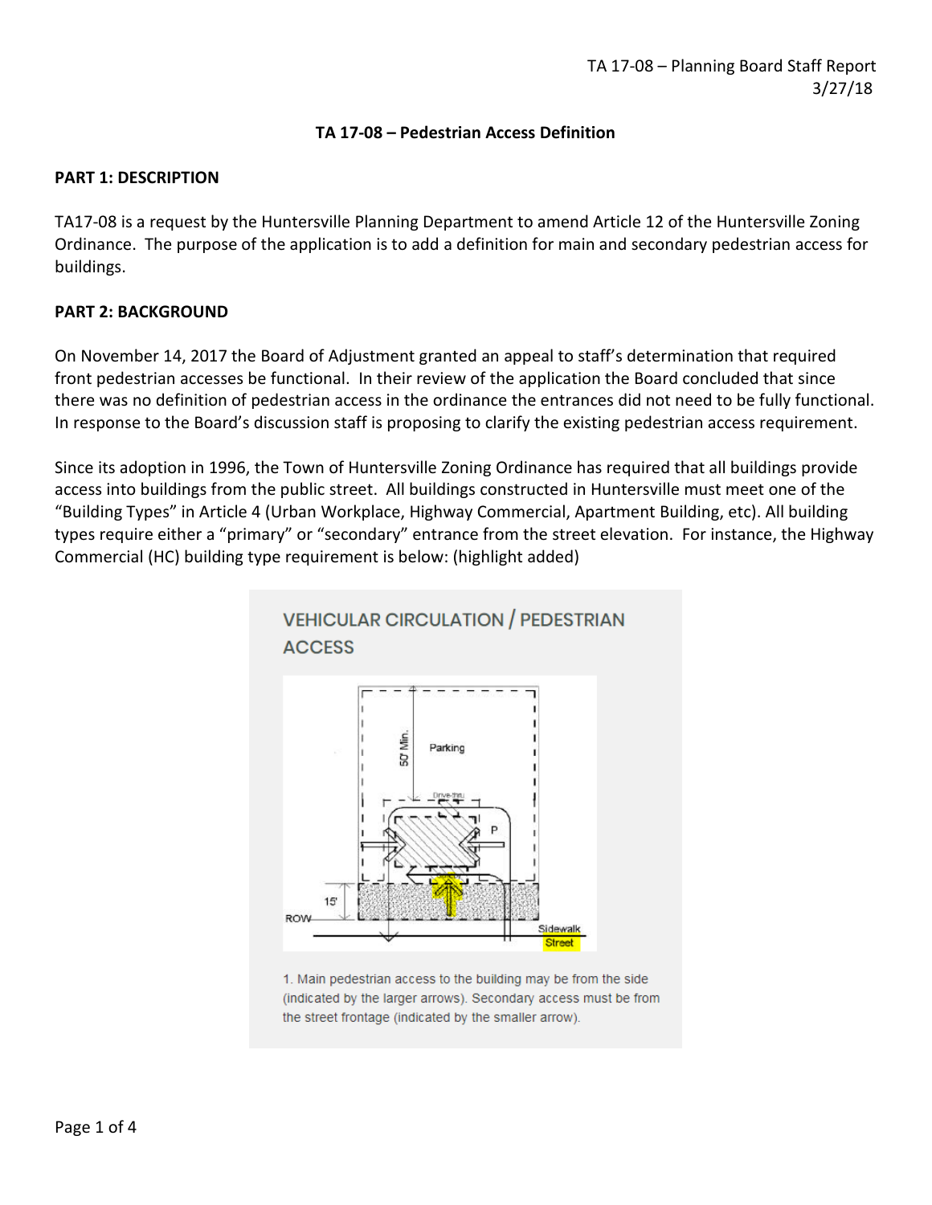### TA 17-08 – Pedestrian Access Definition

**PART 1: DESCRIPTION**

TA17-08 is a request by the Huntersville Planning Department to amend Article 12 of the Huntersville Zoning Ordinance. The purpose of the application is to add a definition for main and secondary pedestrian access for buildings.

**PART 2: BACKGROUND**

On November 14, 2017 the Board of Adjustment granted an appeal to staff's determination that required front pedestrian accesses be functional. In their review of the application the Board concluded that since there was no definition of pedestrian access in the ordinance the entrances did not need to be fully functional. In response to the Board's discussion staff is proposing to clarify the existing pedestrian access requirement.

Since its adoption in 1996, the Town of Huntersville Zoning Ordinance has required that all buildings provide access into buildings from the public street. All buildings constructed in Huntersville must meet one of the "Building Types" in Article 4 (Urban Workplace, Highway Commercial, Apartment Building, etc). All building types require either a "primary" or "secondary" entrance from the street elevation. For instance, the Highway Commercial (HC) building type requirement is below: (highlight added)

VEHICULAR CIRCULATION / PEDESTRIAN ACCESS

50' Min.
Parking
Drive-thru
P
15'
ROW
Sidewalk
Street

1. Main pedestrian access to the building may be from the side (indicated by the larger arrows). Secondary access must be from the street frontage (indicated by the smaller arrow).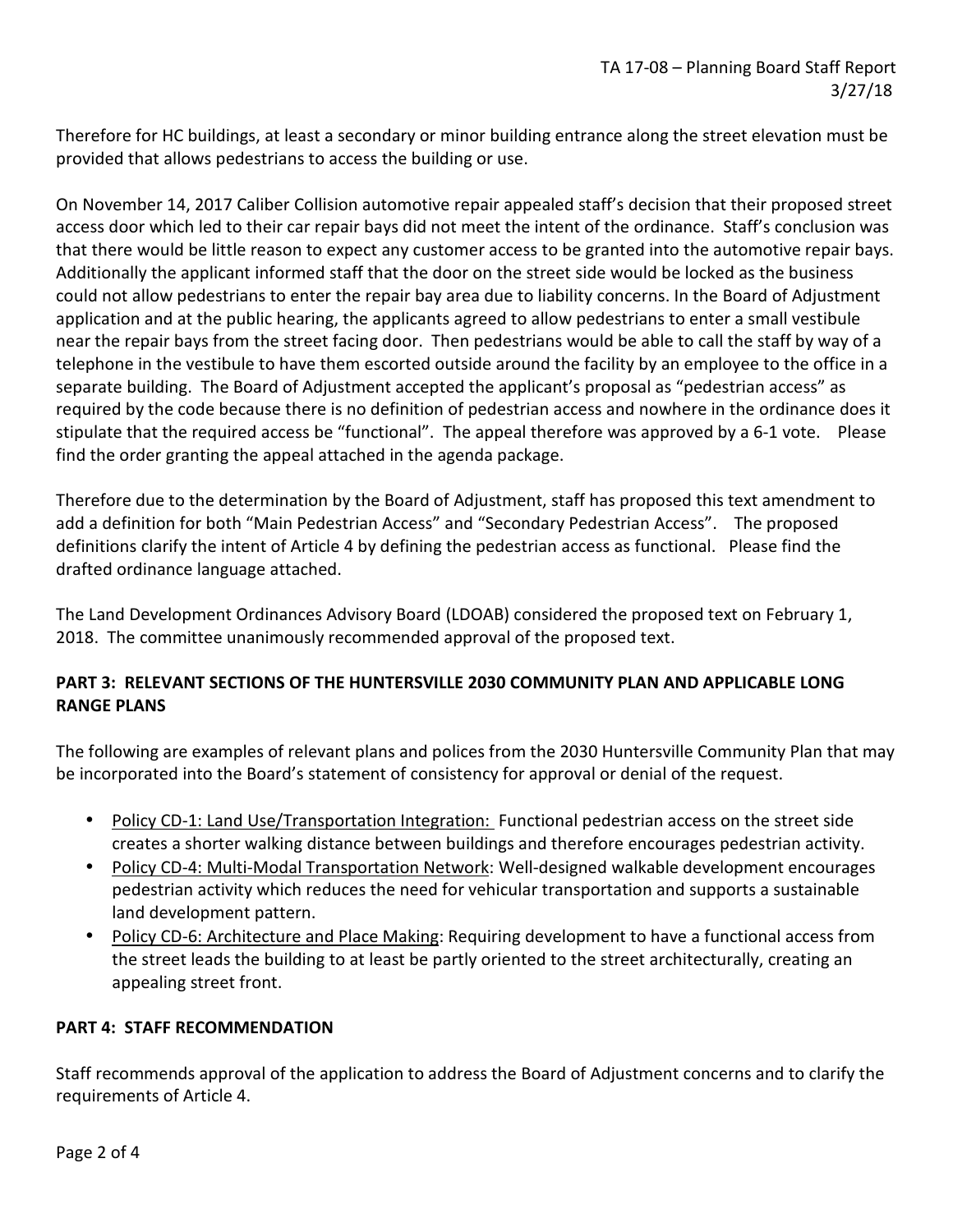Therefore for HC buildings, at least a secondary or minor building entrance along the street elevation must be provided that allows pedestrians to access the building or use.

On November 14, 2017 Caliber Collision automotive repair appealed staff's decision that their proposed street access door which led to their car repair bays did not meet the intent of the ordinance. Staff's conclusion was that there would be little reason to expect any customer access to be granted into the automotive repair bays. Additionally the applicant informed staff that the door on the street side would be locked as the business could not allow pedestrians to enter the repair bay area due to liability concerns. In the Board of Adjustment application and at the public hearing, the applicants agreed to allow pedestrians to enter a small vestibule near the repair bays from the street facing door. Then pedestrians would be able to call the staff by way of a telephone in the vestibule to have them escorted outside around the facility by an employee to the office in a separate building. The Board of Adjustment accepted the applicant's proposal as "pedestrian access" as required by the code because there is no definition of pedestrian access and nowhere in the ordinance does it stipulate that the required access be "functional". The appeal therefore was approved by a 6-1 vote. Please find the order granting the appeal attached in the agenda package.

Therefore due to the determination by the Board of Adjustment, staff has proposed this text amendment to add a definition for both "Main Pedestrian Access" and "Secondary Pedestrian Access". The proposed definitions clarify the intent of Article 4 by defining the pedestrian access as functional. Please find the drafted ordinance language attached.

The Land Development Ordinances Advisory Board (LDOAB) considered the proposed text on February 1, 2018. The committee unanimously recommended approval of the proposed text.

**PART 3: RELEVANT SECTIONS OF THE HUNTERSVILLE 2030 COMMUNITY PLAN AND APPLICABLE LONG RANGE PLANS**

The following are examples of relevant plans and polices from the 2030 Huntersville Community Plan that may be incorporated into the Board's statement of consistency for approval or denial of the request.

- Policy CD-1: Land Use/Transportation Integration: Functional pedestrian access on the street side creates a shorter walking distance between buildings and therefore encourages pedestrian activity.
- Policy CD-4: Multi-Modal Transportation Network: Well-designed walkable development encourages pedestrian activity which reduces the need for vehicular transportation and supports a sustainable land development pattern.
- Policy CD-6: Architecture and Place Making: Requiring development to have a functional access from the street leads the building to at least be partly oriented to the street architecturally, creating an appealing street front.

**PART 4: STAFF RECOMMENDATION**

Staff recommends approval of the application to address the Board of Adjustment concerns and to clarify the requirements of Article 4.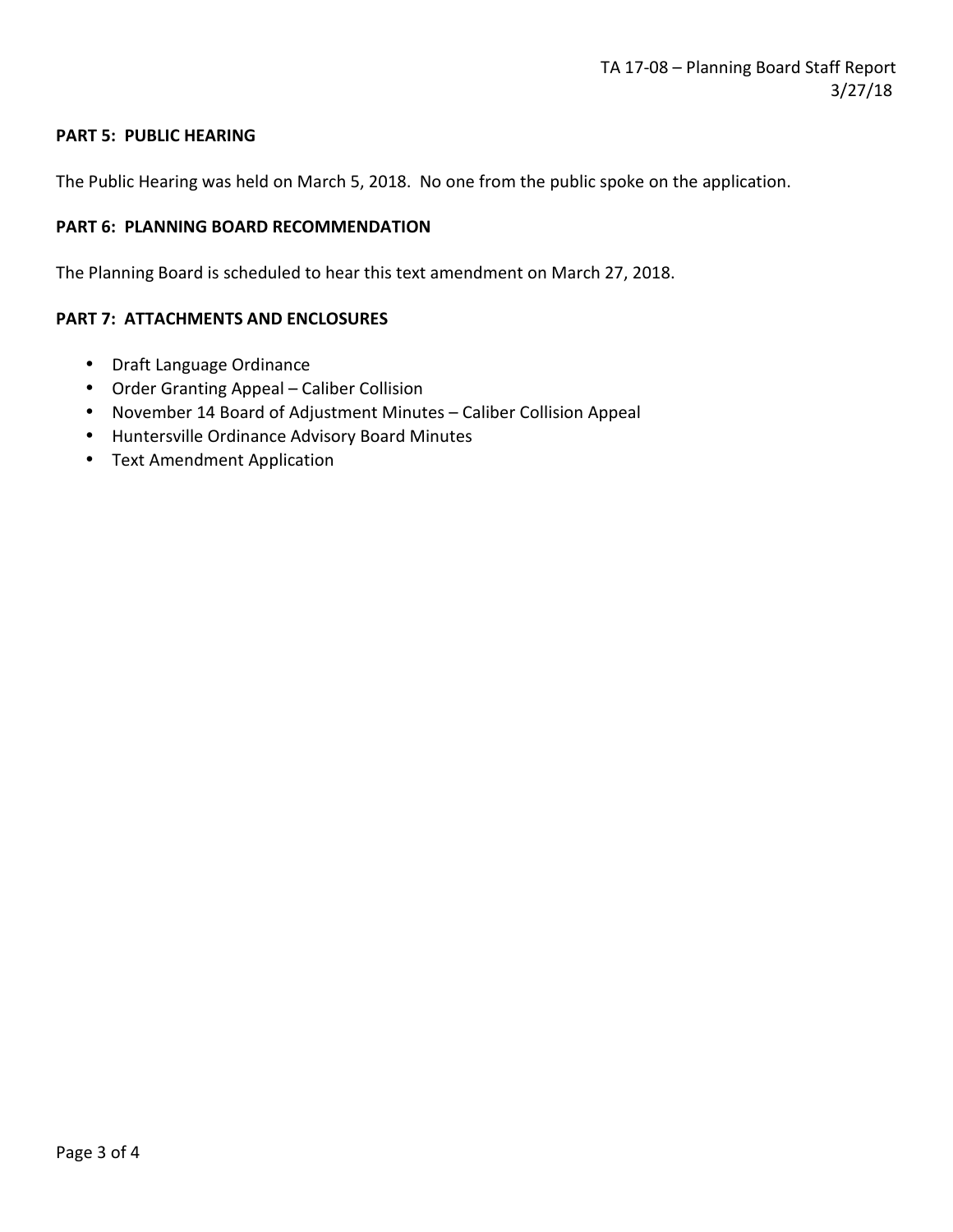## PART 5: PUBLIC HEARING

The Public Hearing was held on March 5, 2018. No one from the public spoke on the application.

## PART 6: PLANNING BOARD RECOMMENDATION

The Planning Board is scheduled to hear this text amendment on March 27, 2018.

## PART 7: ATTACHMENTS AND ENCLOSURES

- Draft Language Ordinance
- Order Granting Appeal – Caliber Collision
- November 14 Board of Adjustment Minutes – Caliber Collision Appeal
- Huntersville Ordinance Advisory Board Minutes
- Text Amendment Application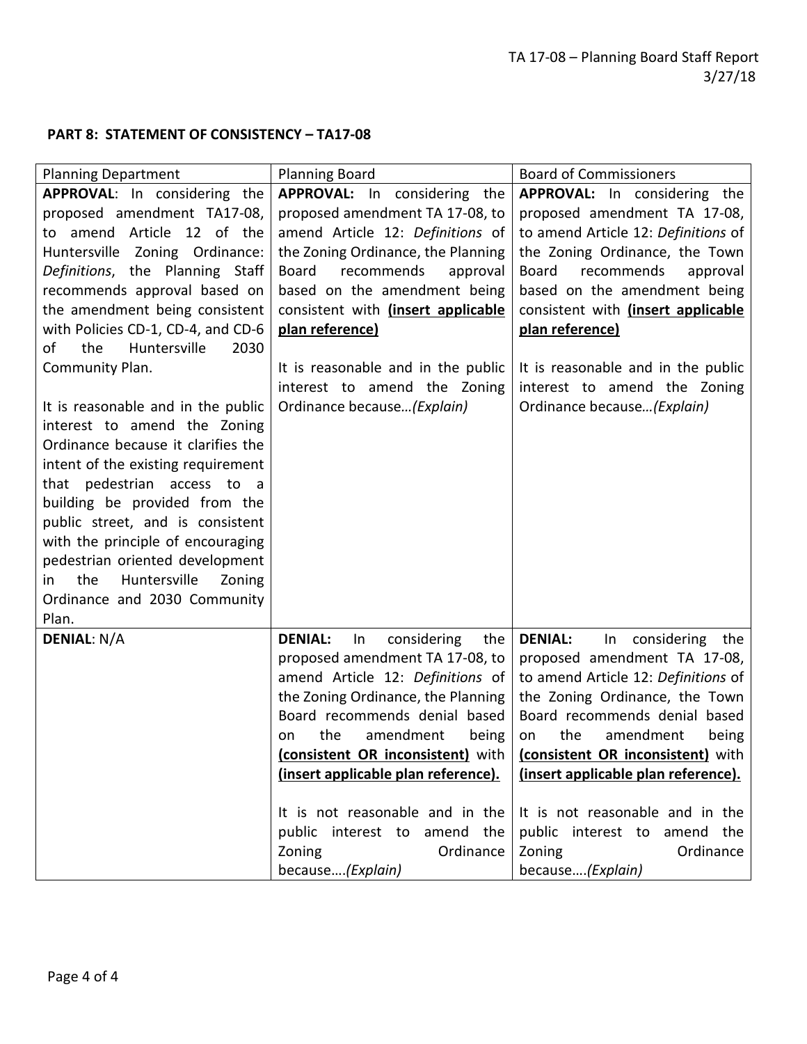## PART 8: STATEMENT OF CONSISTENCY – TA17-08

| Planning Department | Planning Board | Board of Commissioners |
|---|---|---|
| **APPROVAL**: In considering the proposed amendment TA17-08, to amend Article 12 of the Huntersville Zoning Ordinance: *Definitions*, the Planning Staff recommends approval based on the amendment being consistent with Policies CD-1, CD-4, and CD-6 of the Huntersville 2030 Community Plan.<br><br>It is reasonable and in the public interest to amend the Zoning Ordinance because it clarifies the intent of the existing requirement that pedestrian access to a building be provided from the public street, and is consistent with the principle of encouraging pedestrian oriented development in the Huntersville Zoning Ordinance and 2030 Community Plan. | **APPROVAL:** In considering the proposed amendment TA 17-08, to amend Article 12: *Definitions* of the Zoning Ordinance, the Planning Board recommends approval based on the amendment being consistent with **(insert applicable plan reference)**<br><br>It is reasonable and in the public interest to amend the Zoning Ordinance because…*(Explain)* | **APPROVAL:** In considering the proposed amendment TA 17-08, to amend Article 12: *Definitions* of the Zoning Ordinance, the Town Board recommends approval based on the amendment being consistent with **(insert applicable plan reference)**<br><br>It is reasonable and in the public interest to amend the Zoning Ordinance because…*(Explain)* |
| **DENIAL**: N/A | **DENIAL:** In considering the proposed amendment TA 17-08, to amend Article 12: *Definitions* of the Zoning Ordinance, the Planning Board recommends denial based on the amendment being **(consistent OR inconsistent)** with **(insert applicable plan reference).**<br><br>It is not reasonable and in the public interest to amend the Zoning Ordinance because….*(Explain)* | **DENIAL:** In considering the proposed amendment TA 17-08, to amend Article 12: *Definitions* of the Zoning Ordinance, the Town Board recommends denial based on the amendment being **(consistent OR inconsistent)** with **(insert applicable plan reference).**<br><br>It is not reasonable and in the public interest to amend the Zoning Ordinance because….*(Explain)* |